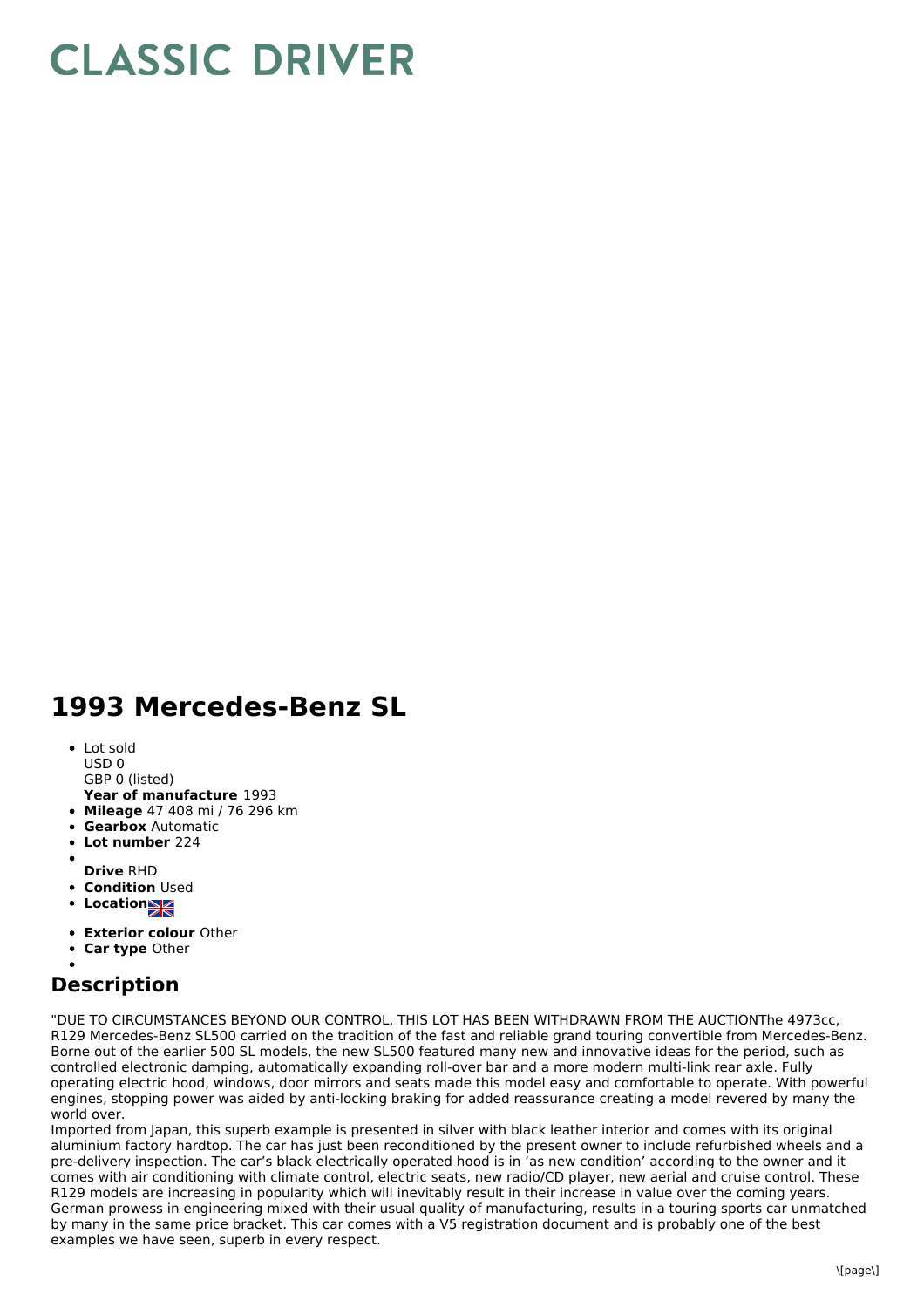# CLASSIC DRIVER

## 1993 Mercedes-Benz SL

- Lot sold
  USD 0
  GBP 0 (listed)
  **Year of manufacture** 1993
- **Mileage** 47 408 mi / 76 296 km
- **Gearbox** Automatic
- **Lot number** 224
- **Drive** RHD
- **Condition** Used
- **Location**
- **Exterior colour** Other
- **Car type** Other

## Description

"DUE TO CIRCUMSTANCES BEYOND OUR CONTROL, THIS LOT HAS BEEN WITHDRAWN FROM THE AUCTIONThe 4973cc, R129 Mercedes-Benz SL500 carried on the tradition of the fast and reliable grand touring convertible from Mercedes-Benz. Borne out of the earlier 500 SL models, the new SL500 featured many new and innovative ideas for the period, such as controlled electronic damping, automatically expanding roll-over bar and a more modern multi-link rear axle. Fully operating electric hood, windows, door mirrors and seats made this model easy and comfortable to operate. With powerful engines, stopping power was aided by anti-locking braking for added reassurance creating a model revered by many the world over.

Imported from Japan, this superb example is presented in silver with black leather interior and comes with its original aluminium factory hardtop. The car has just been reconditioned by the present owner to include refurbished wheels and a pre-delivery inspection. The car's black electrically operated hood is in 'as new condition' according to the owner and it comes with air conditioning with climate control, electric seats, new radio/CD player, new aerial and cruise control. These R129 models are increasing in popularity which will inevitably result in their increase in value over the coming years. German prowess in engineering mixed with their usual quality of manufacturing, results in a touring sports car unmatched by many in the same price bracket. This car comes with a V5 registration document and is probably one of the best examples we have seen, superb in every respect.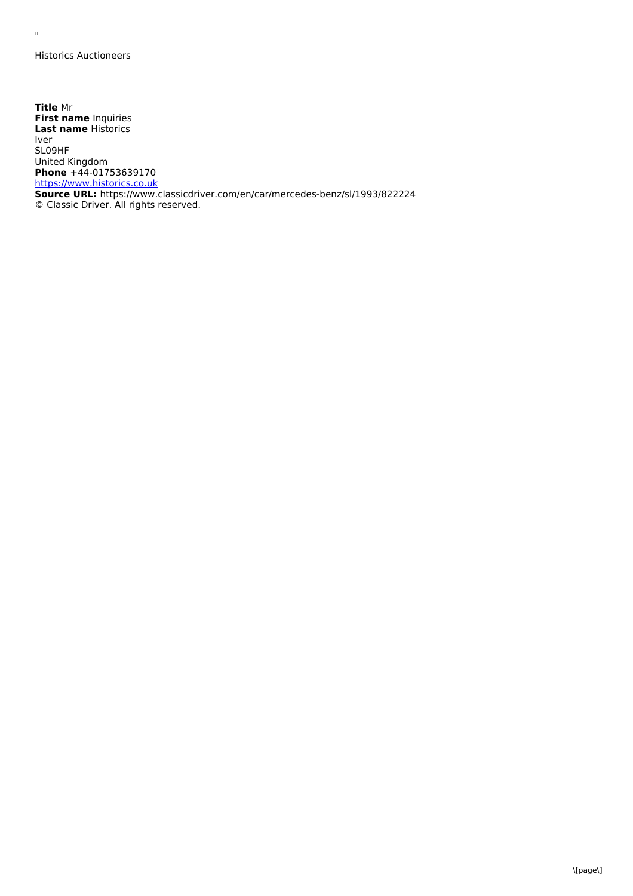"

Historics Auctioneers

**Title** Mr
**First name** Inquiries
**Last name** Historics
Iver
SL09HF
United Kingdom
**Phone** +44-01753639170
https://www.historics.co.uk
**Source URL:** https://www.classicdriver.com/en/car/mercedes-benz/sl/1993/822224
© Classic Driver. All rights reserved.